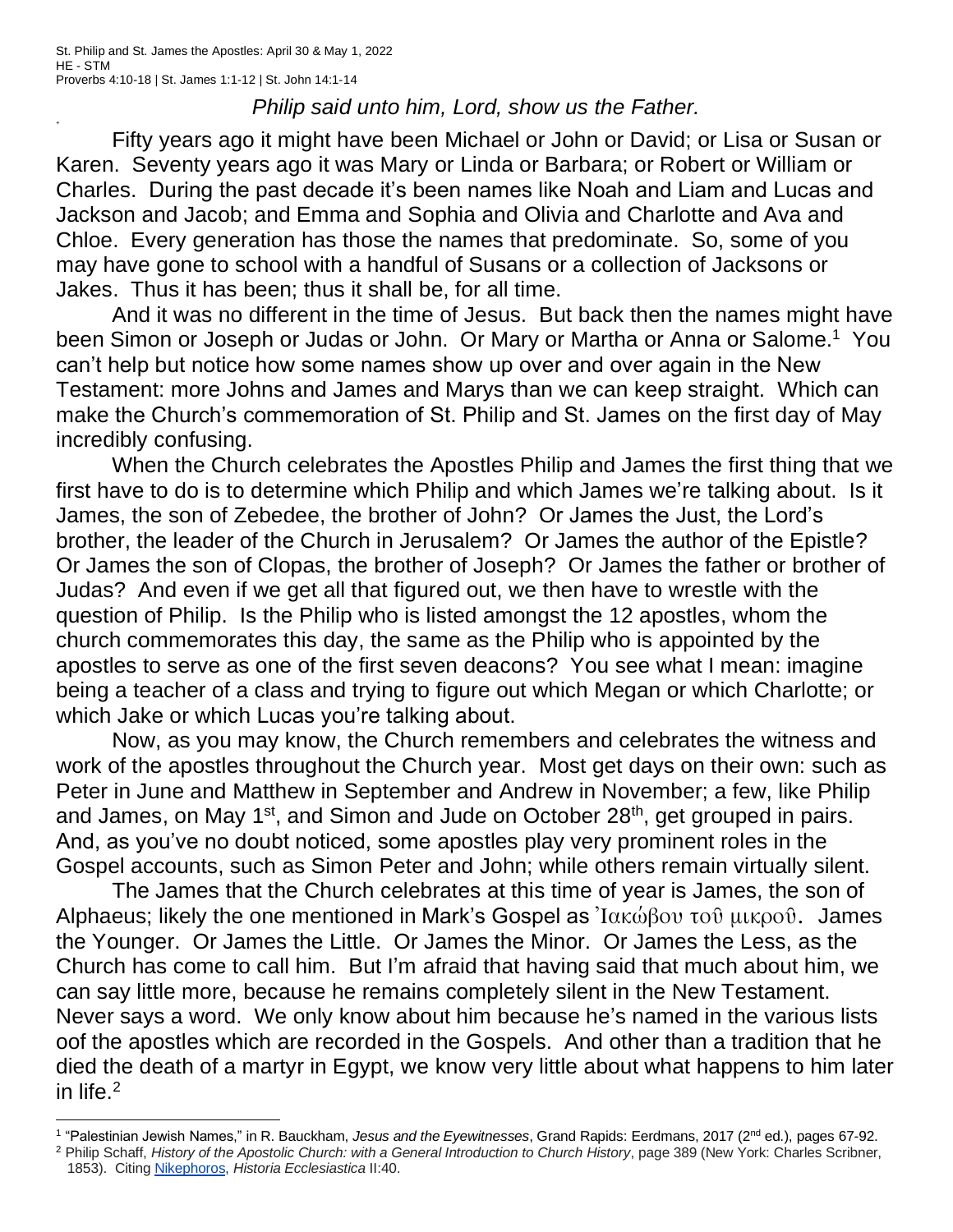St. Philip and St. James the Apostles: April 30 & May 1, 2022
HE - STM
Proverbs 4:10-18 | St. James 1:1-12 | St. John 14:1-14

*Philip said unto him, Lord, show us the Father.*

+

Fifty years ago it might have been Michael or John or David; or Lisa or Susan or Karen. Seventy years ago it was Mary or Linda or Barbara; or Robert or William or Charles. During the past decade it's been names like Noah and Liam and Lucas and Jackson and Jacob; and Emma and Sophia and Olivia and Charlotte and Ava and Chloe. Every generation has those the names that predominate. So, some of you may have gone to school with a handful of Susans or a collection of Jacksons or Jakes. Thus it has been; thus it shall be, for all time.

And it was no different in the time of Jesus. But back then the names might have been Simon or Joseph or Judas or John. Or Mary or Martha or Anna or Salome.[1] You can't help but notice how some names show up over and over again in the New Testament: more Johns and James and Marys than we can keep straight. Which can make the Church's commemoration of St. Philip and St. James on the first day of May incredibly confusing.

When the Church celebrates the Apostles Philip and James the first thing that we first have to do is to determine which Philip and which James we're talking about. Is it James, the son of Zebedee, the brother of John? Or James the Just, the Lord's brother, the leader of the Church in Jerusalem? Or James the author of the Epistle? Or James the son of Clopas, the brother of Joseph? Or James the father or brother of Judas? And even if we get all that figured out, we then have to wrestle with the question of Philip. Is the Philip who is listed amongst the 12 apostles, whom the church commemorates this day, the same as the Philip who is appointed by the apostles to serve as one of the first seven deacons? You see what I mean: imagine being a teacher of a class and trying to figure out which Megan or which Charlotte; or which Jake or which Lucas you're talking about.

Now, as you may know, the Church remembers and celebrates the witness and work of the apostles throughout the Church year. Most get days on their own: such as Peter in June and Matthew in September and Andrew in November; a few, like Philip and James, on May 1st, and Simon and Jude on October 28th, get grouped in pairs. And, as you've no doubt noticed, some apostles play very prominent roles in the Gospel accounts, such as Simon Peter and John; while others remain virtually silent.

The James that the Church celebrates at this time of year is James, the son of Alphaeus; likely the one mentioned in Mark's Gospel as Ἰακώβου τοῦ μικροῦ. James the Younger. Or James the Little. Or James the Minor. Or James the Less, as the Church has come to call him. But I'm afraid that having said that much about him, we can say little more, because he remains completely silent in the New Testament. Never says a word. We only know about him because he's named in the various lists oof the apostles which are recorded in the Gospels. And other than a tradition that he died the death of a martyr in Egypt, we know very little about what happens to him later in life.[2]

---

[1] "Palestinian Jewish Names," in R. Bauckham, *Jesus and the Eyewitnesses*, Grand Rapids: Eerdmans, 2017 (2nd ed.), pages 67-92.

[2] Philip Schaff, *History of the Apostolic Church: with a General Introduction to Church History*, page 389 (New York: Charles Scribner, 1853). Citing Nikephoros, *Historia Ecclesiastica* II:40.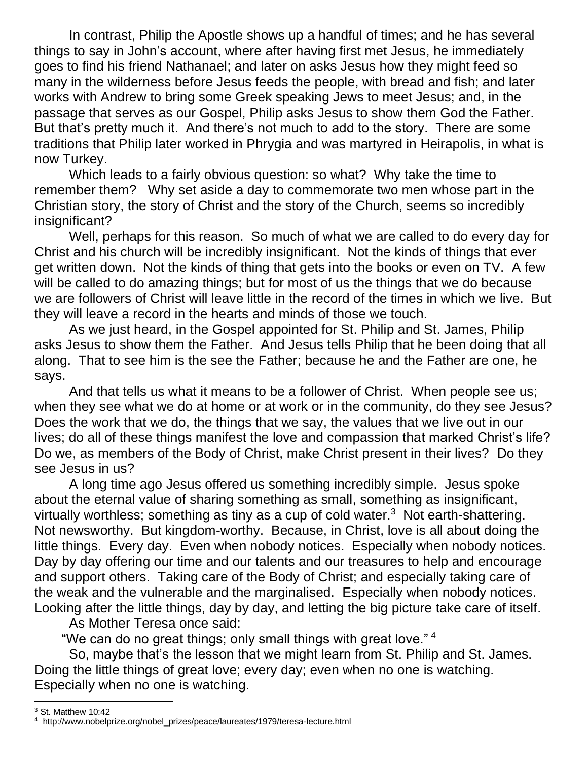In contrast, Philip the Apostle shows up a handful of times; and he has several things to say in John's account, where after having first met Jesus, he immediately goes to find his friend Nathanael; and later on asks Jesus how they might feed so many in the wilderness before Jesus feeds the people, with bread and fish; and later works with Andrew to bring some Greek speaking Jews to meet Jesus; and, in the passage that serves as our Gospel, Philip asks Jesus to show them God the Father. But that's pretty much it. And there's not much to add to the story. There are some traditions that Philip later worked in Phrygia and was martyred in Heirapolis, in what is now Turkey.

Which leads to a fairly obvious question: so what? Why take the time to remember them? Why set aside a day to commemorate two men whose part in the Christian story, the story of Christ and the story of the Church, seems so incredibly insignificant?

Well, perhaps for this reason. So much of what we are called to do every day for Christ and his church will be incredibly insignificant. Not the kinds of things that ever get written down. Not the kinds of thing that gets into the books or even on TV. A few will be called to do amazing things; but for most of us the things that we do because we are followers of Christ will leave little in the record of the times in which we live. But they will leave a record in the hearts and minds of those we touch.

As we just heard, in the Gospel appointed for St. Philip and St. James, Philip asks Jesus to show them the Father. And Jesus tells Philip that he been doing that all along. That to see him is the see the Father; because he and the Father are one, he says.

And that tells us what it means to be a follower of Christ. When people see us; when they see what we do at home or at work or in the community, do they see Jesus? Does the work that we do, the things that we say, the values that we live out in our lives; do all of these things manifest the love and compassion that marked Christ's life? Do we, as members of the Body of Christ, make Christ present in their lives? Do they see Jesus in us?

A long time ago Jesus offered us something incredibly simple. Jesus spoke about the eternal value of sharing something as small, something as insignificant, virtually worthless; something as tiny as a cup of cold water.[3] Not earth-shattering. Not newsworthy. But kingdom-worthy. Because, in Christ, love is all about doing the little things. Every day. Even when nobody notices. Especially when nobody notices. Day by day offering our time and our talents and our treasures to help and encourage and support others. Taking care of the Body of Christ; and especially taking care of the weak and the vulnerable and the marginalised. Especially when nobody notices. Looking after the little things, day by day, and letting the big picture take care of itself.

As Mother Teresa once said:

"We can do no great things; only small things with great love." [4]

So, maybe that's the lesson that we might learn from St. Philip and St. James. Doing the little things of great love; every day; even when no one is watching. Especially when no one is watching.

[3] St. Matthew 10:42

[4] http://www.nobelprize.org/nobel_prizes/peace/laureates/1979/teresa-lecture.html